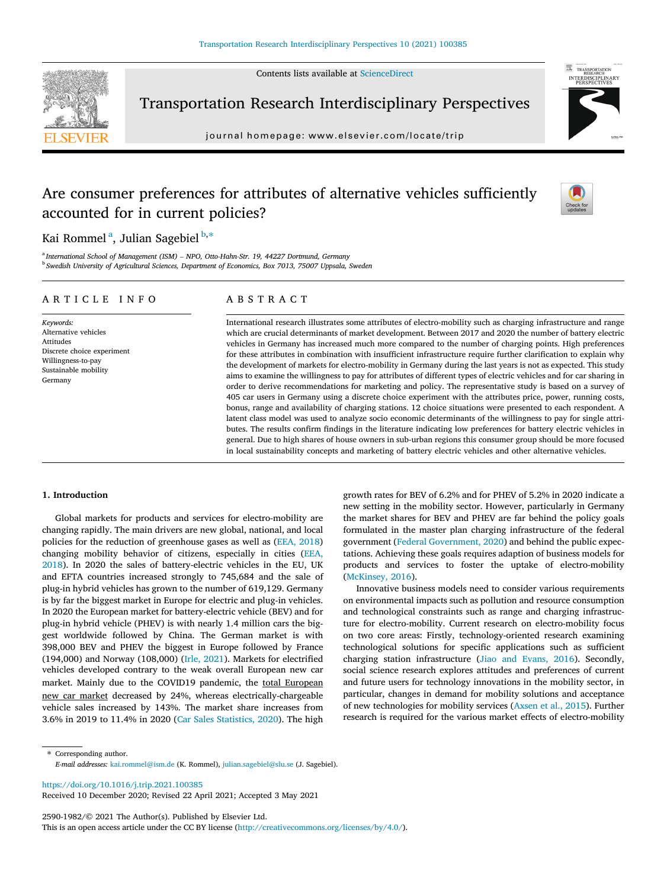# Are consumer preferences for attributes of alternative vehicles sufficiently accounted for in current policies?

Kai Rommel [a], Julian Sagebiel [b,*]

[a] International School of Management (ISM) – NPO, Otto-Hahn-Str. 19, 44227 Dortmund, Germany

[b] Swedish University of Agricultural Sciences, Department of Economics, Box 7013, 75007 Uppsala, Sweden

## ARTICLE INFO

*Keywords:*
Alternative vehicles
Attitudes
Discrete choice experiment
Willingness-to-pay
Sustainable mobility
Germany

## ABSTRACT

International research illustrates some attributes of electro-mobility such as charging infrastructure and range which are crucial determinants of market development. Between 2017 and 2020 the number of battery electric vehicles in Germany has increased much more compared to the number of charging points. High preferences for these attributes in combination with insufficient infrastructure require further clarification to explain why the development of markets for electro-mobility in Germany during the last years is not as expected. This study aims to examine the willingness to pay for attributes of different types of electric vehicles and for car sharing in order to derive recommendations for marketing and policy. The representative study is based on a survey of 405 car users in Germany using a discrete choice experiment with the attributes price, power, running costs, bonus, range and availability of charging stations. 12 choice situations were presented to each respondent. A latent class model was used to analyze socio economic determinants of the willingness to pay for single attributes. The results confirm findings in the literature indicating low preferences for battery electric vehicles in general. Due to high shares of house owners in sub-urban regions this consumer group should be more focused in local sustainability concepts and marketing of battery electric vehicles and other alternative vehicles.

## 1. Introduction

Global markets for products and services for electro-mobility are changing rapidly. The main drivers are new global, national, and local policies for the reduction of greenhouse gases as well as (EEA, 2018) changing mobility behavior of citizens, especially in cities (EEA, 2018). In 2020 the sales of battery-electric vehicles in the EU, UK and EFTA countries increased strongly to 745,684 and the sale of plug-in hybrid vehicles has grown to the number of 619,129. Germany is by far the biggest market in Europe for electric and plug-in vehicles. In 2020 the European market for battery-electric vehicle (BEV) and for plug-in hybrid vehicle (PHEV) is with nearly 1.4 million cars the biggest worldwide followed by China. The German market is with 398,000 BEV and PHEV the biggest in Europe followed by France (194,000) and Norway (108,000) (Irle, 2021). Markets for electrified vehicles developed contrary to the weak overall European new car market. Mainly due to the COVID19 pandemic, the total European new car market decreased by 24%, whereas electrically-chargeable vehicle sales increased by 143%. The market share increases from 3.6% in 2019 to 11.4% in 2020 (Car Sales Statistics, 2020). The high growth rates for BEV of 6.2% and for PHEV of 5.2% in 2020 indicate a new setting in the mobility sector. However, particularly in Germany the market shares for BEV and PHEV are far behind the policy goals formulated in the master plan charging infrastructure of the federal government (Federal Government, 2020) and behind the public expectations. Achieving these goals requires adaption of business models for products and services to foster the uptake of electro-mobility (McKinsey, 2016).

Innovative business models need to consider various requirements on environmental impacts such as pollution and resource consumption and technological constraints such as range and charging infrastructure for electro-mobility. Current research on electro-mobility focus on two core areas: Firstly, technology-oriented research examining technological solutions for specific applications such as sufficient charging station infrastructure (Jiao and Evans, 2016). Secondly, social science research explores attitudes and preferences of current and future users for technology innovations in the mobility sector, in particular, changes in demand for mobility solutions and acceptance of new technologies for mobility services (Axsen et al., 2015). Further research is required for the various market effects of electro-mobility

* Corresponding author.
*E-mail addresses:* kai.rommel@ism.de (K. Rommel), julian.sagebiel@slu.se (J. Sagebiel).

https://doi.org/10.1016/j.trip.2021.100385
Received 10 December 2020; Revised 22 April 2021; Accepted 3 May 2021

2590-1982/© 2021 The Author(s). Published by Elsevier Ltd.
This is an open access article under the CC BY license (http://creativecommons.org/licenses/by/4.0/).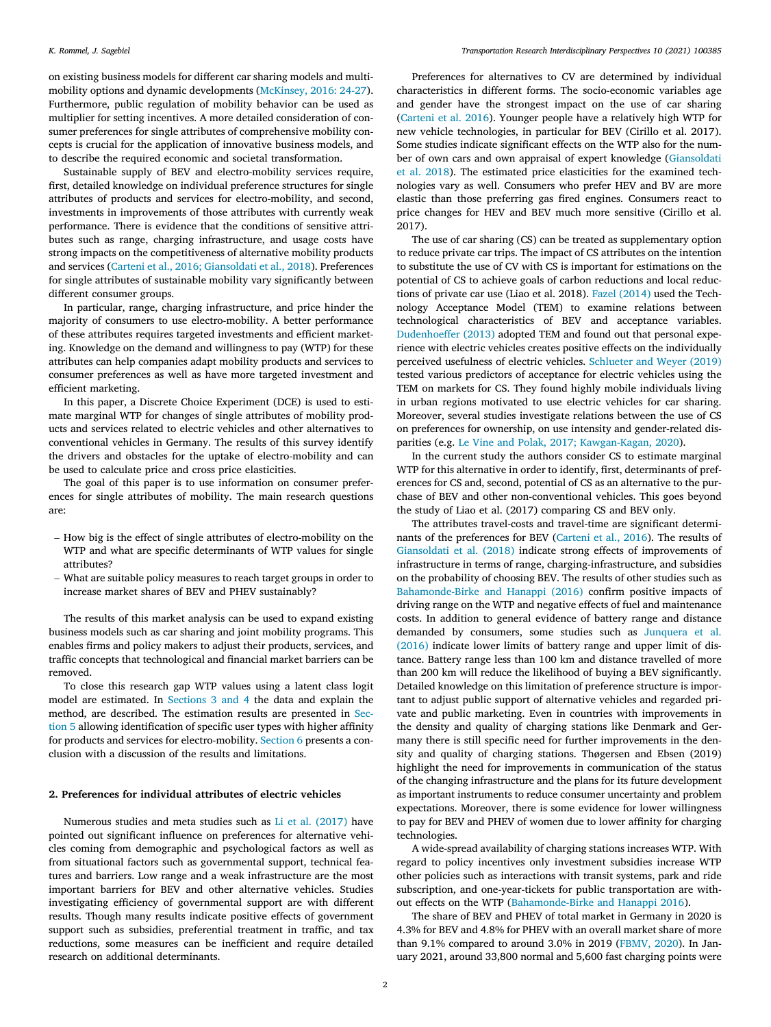on existing business models for different car sharing models and multi-mobility options and dynamic developments (McKinsey, 2016: 24-27). Furthermore, public regulation of mobility behavior can be used as multiplier for setting incentives. A more detailed consideration of consumer preferences for single attributes of comprehensive mobility concepts is crucial for the application of innovative business models, and to describe the required economic and societal transformation.

Sustainable supply of BEV and electro-mobility services require, first, detailed knowledge on individual preference structures for single attributes of products and services for electro-mobility, and second, investments in improvements of those attributes with currently weak performance. There is evidence that the conditions of sensitive attributes such as range, charging infrastructure, and usage costs have strong impacts on the competitiveness of alternative mobility products and services (Carteni et al., 2016; Giansoldati et al., 2018). Preferences for single attributes of sustainable mobility vary significantly between different consumer groups.

In particular, range, charging infrastructure, and price hinder the majority of consumers to use electro-mobility. A better performance of these attributes requires targeted investments and efficient marketing. Knowledge on the demand and willingness to pay (WTP) for these attributes can help companies adapt mobility products and services to consumer preferences as well as have more targeted investment and efficient marketing.

In this paper, a Discrete Choice Experiment (DCE) is used to estimate marginal WTP for changes of single attributes of mobility products and services related to electric vehicles and other alternatives to conventional vehicles in Germany. The results of this survey identify the drivers and obstacles for the uptake of electro-mobility and can be used to calculate price and cross price elasticities.

The goal of this paper is to use information on consumer preferences for single attributes of mobility. The main research questions are:

- How big is the effect of single attributes of electro-mobility on the WTP and what are specific determinants of WTP values for single attributes?
- What are suitable policy measures to reach target groups in order to increase market shares of BEV and PHEV sustainably?

The results of this market analysis can be used to expand existing business models such as car sharing and joint mobility programs. This enables firms and policy makers to adjust their products, services, and traffic concepts that technological and financial market barriers can be removed.

To close this research gap WTP values using a latent class logit model are estimated. In Sections 3 and 4 the data and explain the method, are described. The estimation results are presented in Section 5 allowing identification of specific user types with higher affinity for products and services for electro-mobility. Section 6 presents a conclusion with a discussion of the results and limitations.

## 2. Preferences for individual attributes of electric vehicles

Numerous studies and meta studies such as Li et al. (2017) have pointed out significant influence on preferences for alternative vehicles coming from demographic and psychological factors as well as from situational factors such as governmental support, technical features and barriers. Low range and a weak infrastructure are the most important barriers for BEV and other alternative vehicles. Studies investigating efficiency of governmental support are with different results. Though many results indicate positive effects of government support such as subsidies, preferential treatment in traffic, and tax reductions, some measures can be inefficient and require detailed research on additional determinants.

Preferences for alternatives to CV are determined by individual characteristics in different forms. The socio-economic variables age and gender have the strongest impact on the use of car sharing (Carteni et al. 2016). Younger people have a relatively high WTP for new vehicle technologies, in particular for BEV (Cirillo et al. 2017). Some studies indicate significant effects on the WTP also for the number of own cars and own appraisal of expert knowledge (Giansoldati et al. 2018). The estimated price elasticities for the examined technologies vary as well. Consumers who prefer HEV and BV are more elastic than those preferring gas fired engines. Consumers react to price changes for HEV and BEV much more sensitive (Cirillo et al. 2017).

The use of car sharing (CS) can be treated as supplementary option to reduce private car trips. The impact of CS attributes on the intention to substitute the use of CV with CS is important for estimations on the potential of CS to achieve goals of carbon reductions and local reductions of private car use (Liao et al. 2018). Fazel (2014) used the Technology Acceptance Model (TEM) to examine relations between technological characteristics of BEV and acceptance variables. Dudenhoeffer (2013) adopted TEM and found out that personal experience with electric vehicles creates positive effects on the individually perceived usefulness of electric vehicles. Schlueter and Weyer (2019) tested various predictors of acceptance for electric vehicles using the TEM on markets for CS. They found highly mobile individuals living in urban regions motivated to use electric vehicles for car sharing. Moreover, several studies investigate relations between the use of CS on preferences for ownership, on use intensity and gender-related disparities (e.g. Le Vine and Polak, 2017; Kawgan-Kagan, 2020).

In the current study the authors consider CS to estimate marginal WTP for this alternative in order to identify, first, determinants of preferences for CS and, second, potential of CS as an alternative to the purchase of BEV and other non-conventional vehicles. This goes beyond the study of Liao et al. (2017) comparing CS and BEV only.

The attributes travel-costs and travel-time are significant determinants of the preferences for BEV (Carteni et al., 2016). The results of Giansoldati et al. (2018) indicate strong effects of improvements of infrastructure in terms of range, charging-infrastructure, and subsidies on the probability of choosing BEV. The results of other studies such as Bahamonde-Birke and Hanappi (2016) confirm positive impacts of driving range on the WTP and negative effects of fuel and maintenance costs. In addition to general evidence of battery range and distance demanded by consumers, some studies such as Junquera et al. (2016) indicate lower limits of battery range and upper limit of distance. Battery range less than 100 km and distance travelled of more than 200 km will reduce the likelihood of buying a BEV significantly. Detailed knowledge on this limitation of preference structure is important to adjust public support of alternative vehicles and regarded private and public marketing. Even in countries with improvements in the density and quality of charging stations like Denmark and Germany there is still specific need for further improvements in the density and quality of charging stations. Thøgersen and Ebsen (2019) highlight the need for improvements in communication of the status of the changing infrastructure and the plans for its future development as important instruments to reduce consumer uncertainty and problem expectations. Moreover, there is some evidence for lower willingness to pay for BEV and PHEV of women due to lower affinity for charging technologies.

A wide-spread availability of charging stations increases WTP. With regard to policy incentives only investment subsidies increase WTP other policies such as interactions with transit systems, park and ride subscription, and one-year-tickets for public transportation are without effects on the WTP (Bahamonde-Birke and Hanappi 2016).

The share of BEV and PHEV of total market in Germany in 2020 is 4.3% for BEV and 4.8% for PHEV with an overall market share of more than 9.1% compared to around 3.0% in 2019 (FBMV, 2020). In January 2021, around 33,800 normal and 5,600 fast charging points were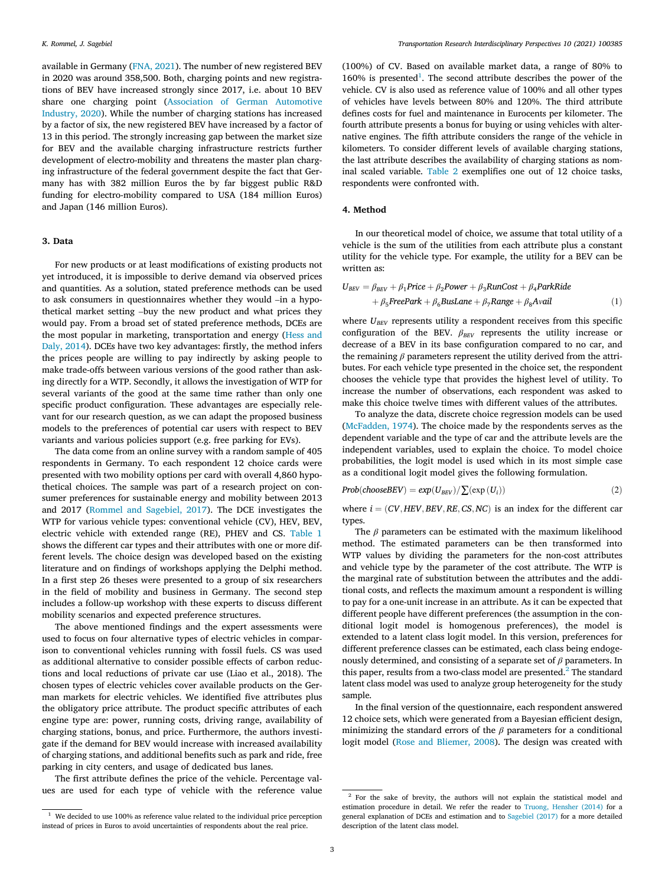available in Germany (FNA, 2021). The number of new registered BEV in 2020 was around 358,500. Both, charging points and new registrations of BEV have increased strongly since 2017, i.e. about 10 BEV share one charging point (Association of German Automotive Industry, 2020). While the number of charging stations has increased by a factor of six, the new registered BEV have increased by a factor of 13 in this period. The strongly increasing gap between the market size for BEV and the available charging infrastructure restricts further development of electro-mobility and threatens the master plan charging infrastructure of the federal government despite the fact that Germany has with 382 million Euros the by far biggest public R&D funding for electro-mobility compared to USA (184 million Euros) and Japan (146 million Euros).

## 3. Data

For new products or at least modifications of existing products not yet introduced, it is impossible to derive demand via observed prices and quantities. As a solution, stated preference methods can be used to ask consumers in questionnaires whether they would –in a hypothetical market setting –buy the new product and what prices they would pay. From a broad set of stated preference methods, DCEs are the most popular in marketing, transportation and energy (Hess and Daly, 2014). DCEs have two key advantages: firstly, the method infers the prices people are willing to pay indirectly by asking people to make trade-offs between various versions of the good rather than asking directly for a WTP. Secondly, it allows the investigation of WTP for several variants of the good at the same time rather than only one specific product configuration. These advantages are especially relevant for our research question, as we can adapt the proposed business models to the preferences of potential car users with respect to BEV variants and various policies support (e.g. free parking for EVs).

The data come from an online survey with a random sample of 405 respondents in Germany. To each respondent 12 choice cards were presented with two mobility options per card with overall 4,860 hypothetical choices. The sample was part of a research project on consumer preferences for sustainable energy and mobility between 2013 and 2017 (Rommel and Sagebiel, 2017). The DCE investigates the WTP for various vehicle types: conventional vehicle (CV), HEV, BEV, electric vehicle with extended range (RE), PHEV and CS. Table 1 shows the different car types and their attributes with one or more different levels. The choice design was developed based on the existing literature and on findings of workshops applying the Delphi method. In a first step 26 theses were presented to a group of six researchers in the field of mobility and business in Germany. The second step includes a follow-up workshop with these experts to discuss different mobility scenarios and expected preference structures.

The above mentioned findings and the expert assessments were used to focus on four alternative types of electric vehicles in comparison to conventional vehicles running with fossil fuels. CS was used as additional alternative to consider possible effects of carbon reductions and local reductions of private car use (Liao et al., 2018). The chosen types of electric vehicles cover available products on the German markets for electric vehicles. We identified five attributes plus the obligatory price attribute. The product specific attributes of each engine type are: power, running costs, driving range, availability of charging stations, bonus, and price. Furthermore, the authors investigate if the demand for BEV would increase with increased availability of charging stations, and additional benefits such as park and ride, free parking in city centers, and usage of dedicated bus lanes.

The first attribute defines the price of the vehicle. Percentage values are used for each type of vehicle with the reference value (100%) of CV. Based on available market data, a range of 80% to 160% is presented[1]. The second attribute describes the power of the vehicle. CV is also used as reference value of 100% and all other types of vehicles have levels between 80% and 120%. The third attribute defines costs for fuel and maintenance in Eurocents per kilometer. The fourth attribute presents a bonus for buying or using vehicles with alternative engines. The fifth attribute considers the range of the vehicle in kilometers. To consider different levels of available charging stations, the last attribute describes the availability of charging stations as nominal scaled variable. Table 2 exemplifies one out of 12 choice tasks, respondents were confronted with.

## 4. Method

In our theoretical model of choice, we assume that total utility of a vehicle is the sum of the utilities from each attribute plus a constant utility for the vehicle type. For example, the utility for a BEV can be written as:

$$U_{BEV} = \beta_{BEV} + \beta_1 Price + \beta_2 Power + \beta_3 RunCost + \beta_4 ParkRide + \beta_5 FreePark + \beta_6 BusLane + \beta_7 Range + \beta_8 Avail \quad (1)$$

where $U_{BEV}$ represents utility a respondent receives from this specific configuration of the BEV. $\beta_{BEV}$ represents the utility increase or decrease of a BEV in its base configuration compared to no car, and the remaining $\beta$ parameters represent the utility derived from the attributes. For each vehicle type presented in the choice set, the respondent chooses the vehicle type that provides the highest level of utility. To increase the number of observations, each respondent was asked to make this choice twelve times with different values of the attributes.

To analyze the data, discrete choice regression models can be used (McFadden, 1974). The choice made by the respondents serves as the dependent variable and the type of car and the attribute levels are the independent variables, used to explain the choice. To model choice probabilities, the logit model is used which in its most simple case as a conditional logit model gives the following formulation.

$$Prob(chooseBEV) = exp(U_{BEV}) / \sum(\exp(U_i)) \quad (2)$$

where $i = (CV, HEV, BEV, RE, CS, NC)$ is an index for the different car types.

The $\beta$ parameters can be estimated with the maximum likelihood method. The estimated parameters can be then transformed into WTP values by dividing the parameters for the non-cost attributes and vehicle type by the parameter of the cost attribute. The WTP is the marginal rate of substitution between the attributes and the additional costs, and reflects the maximum amount a respondent is willing to pay for a one-unit increase in an attribute. As it can be expected that different people have different preferences (the assumption in the conditional logit model is homogenous preferences), the model is extended to a latent class logit model. In this version, preferences for different preference classes can be estimated, each class being endogenously determined, and consisting of a separate set of $\beta$ parameters. In this paper, results from a two-class model are presented.[2] The standard latent class model was used to analyze group heterogeneity for the study sample.

In the final version of the questionnaire, each respondent answered 12 choice sets, which were generated from a Bayesian efficient design, minimizing the standard errors of the $\beta$ parameters for a conditional logit model (Rose and Bliemer, 2008). The design was created with

---

[1] We decided to use 100% as reference value related to the individual price perception instead of prices in Euros to avoid uncertainties of respondents about the real price.

[2] For the sake of brevity, the authors will not explain the statistical model and estimation procedure in detail. We refer the reader to Truong, Hensher (2014) for a general explanation of DCEs and estimation and to Sagebiel (2017) for a more detailed description of the latent class model.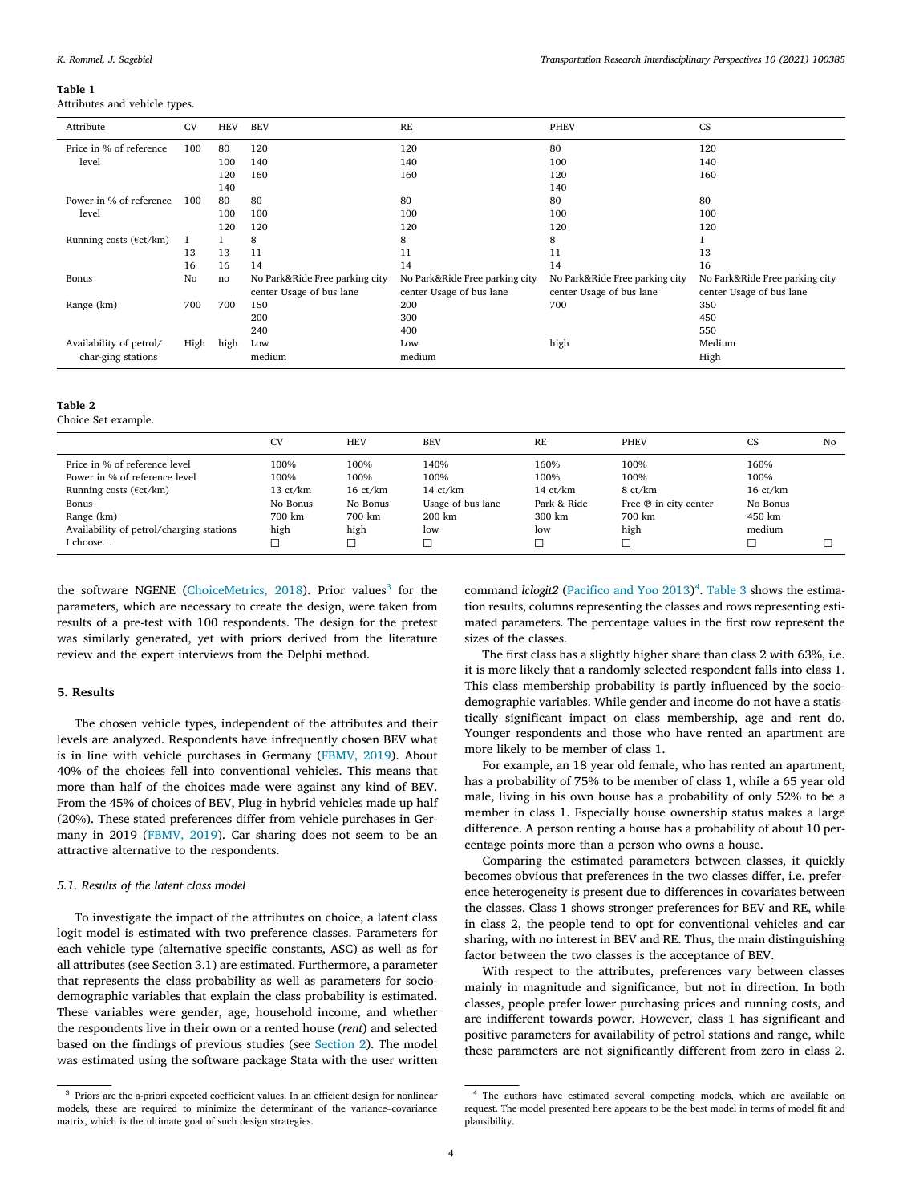**Table 1**
Attributes and vehicle types.

| Attribute | CV | HEV | BEV | RE | PHEV | CS |
|---|---|---|---|---|---|---|
| Price in % of reference level | 100 | 80 | 120 | 120 | 80 | 120 |
| | | 100 | 140 | 140 | 100 | 140 |
| | | 120 | 160 | 160 | 120 | 160 |
| | | 140 | | | 140 | |
| Power in % of reference level | 100 | 80 | 80 | 80 | 80 | 80 |
| | | 100 | 100 | 100 | 100 | 100 |
| | | 120 | 120 | 120 | 120 | 120 |
| Running costs (€ct/km) | 1 | 1 | 8 | 8 | 8 | 1 |
| | 13 | 13 | 11 | 11 | 11 | 13 |
| | 16 | 16 | 14 | 14 | 14 | 16 |
| Bonus | No | no | No Park&Ride Free parking city center Usage of bus lane | No Park&Ride Free parking city center Usage of bus lane | No Park&Ride Free parking city center Usage of bus lane | No Park&Ride Free parking city center Usage of bus lane |
| Range (km) | 700 | 700 | 150 | 200 | 700 | 350 |
| | | | 200 | 300 | | 450 |
| | | | 240 | 400 | | 550 |
| Availability of petrol/char-ging stations | High | high | Low | Low | high | Medium |
| | | | medium | medium | | High |

**Table 2**
Choice Set example.

| | CV | HEV | BEV | RE | PHEV | CS | No |
|---|---|---|---|---|---|---|---|
| Price in % of reference level | 100% | 100% | 140% | 160% | 100% | 160% | |
| Power in % of reference level | 100% | 100% | 100% | 100% | 100% | 100% | |
| Running costs (€ct/km) | 13 ct/km | 16 ct/km | 14 ct/km | 14 ct/km | 8 ct/km | 16 ct/km | |
| Bonus | No Bonus | No Bonus | Usage of bus lane | Park & Ride | Free Ⓟ in city center | No Bonus | |
| Range (km) | 700 km | 700 km | 200 km | 300 km | 700 km | 450 km | |
| Availability of petrol/charging stations | high | high | low | low | high | medium | |
| I choose… | ☐ | ☐ | ☐ | ☐ | ☐ | ☐ | ☐ |

the software NGENE (ChoiceMetrics, 2018). Prior values[3] for the parameters, which are necessary to create the design, were taken from results of a pre-test with 100 respondents. The design for the pretest was similarly generated, yet with priors derived from the literature review and the expert interviews from the Delphi method.

## 5. Results

The chosen vehicle types, independent of the attributes and their levels are analyzed. Respondents have infrequently chosen BEV what is in line with vehicle purchases in Germany (FBMV, 2019). About 40% of the choices fell into conventional vehicles. This means that more than half of the choices made were against any kind of BEV. From the 45% of choices of BEV, Plug-in hybrid vehicles made up half (20%). These stated preferences differ from vehicle purchases in Germany in 2019 (FBMV, 2019). Car sharing does not seem to be an attractive alternative to the respondents.

### 5.1. Results of the latent class model

To investigate the impact of the attributes on choice, a latent class logit model is estimated with two preference classes. Parameters for each vehicle type (alternative specific constants, ASC) as well as for all attributes (see Section 3.1) are estimated. Furthermore, a parameter that represents the class probability as well as parameters for socio-demographic variables that explain the class probability is estimated. These variables were gender, age, household income, and whether the respondents live in their own or a rented house (*rent*) and selected based on the findings of previous studies (see Section 2). The model was estimated using the software package Stata with the user written command *lclogit2* (Pacifico and Yoo 2013)[4]. Table 3 shows the estimation results, columns representing the classes and rows representing estimated parameters. The percentage values in the first row represent the sizes of the classes.

The first class has a slightly higher share than class 2 with 63%, i.e. it is more likely that a randomly selected respondent falls into class 1. This class membership probability is partly influenced by the socio-demographic variables. While gender and income do not have a statistically significant impact on class membership, age and rent do. Younger respondents and those who have rented an apartment are more likely to be member of class 1.

For example, an 18 year old female, who has rented an apartment, has a probability of 75% to be member of class 1, while a 65 year old male, living in his own house has a probability of only 52% to be a member in class 1. Especially house ownership status makes a large difference. A person renting a house has a probability of about 10 percentage points more than a person who owns a house.

Comparing the estimated parameters between classes, it quickly becomes obvious that preferences in the two classes differ, i.e. preference heterogeneity is present due to differences in covariates between the classes. Class 1 shows stronger preferences for BEV and RE, while in class 2, the people tend to opt for conventional vehicles and car sharing, with no interest in BEV and RE. Thus, the main distinguishing factor between the two classes is the acceptance of BEV.

With respect to the attributes, preferences vary between classes mainly in magnitude and significance, but not in direction. In both classes, people prefer lower purchasing prices and running costs, and are indifferent towards power. However, class 1 has significant and positive parameters for availability of petrol stations and range, while these parameters are not significantly different from zero in class 2.

---

[3] Priors are the a-priori expected coefficient values. In an efficient design for nonlinear models, these are required to minimize the determinant of the variance–covariance matrix, which is the ultimate goal of such design strategies.

[4] The authors have estimated several competing models, which are available on request. The model presented here appears to be the best model in terms of model fit and plausibility.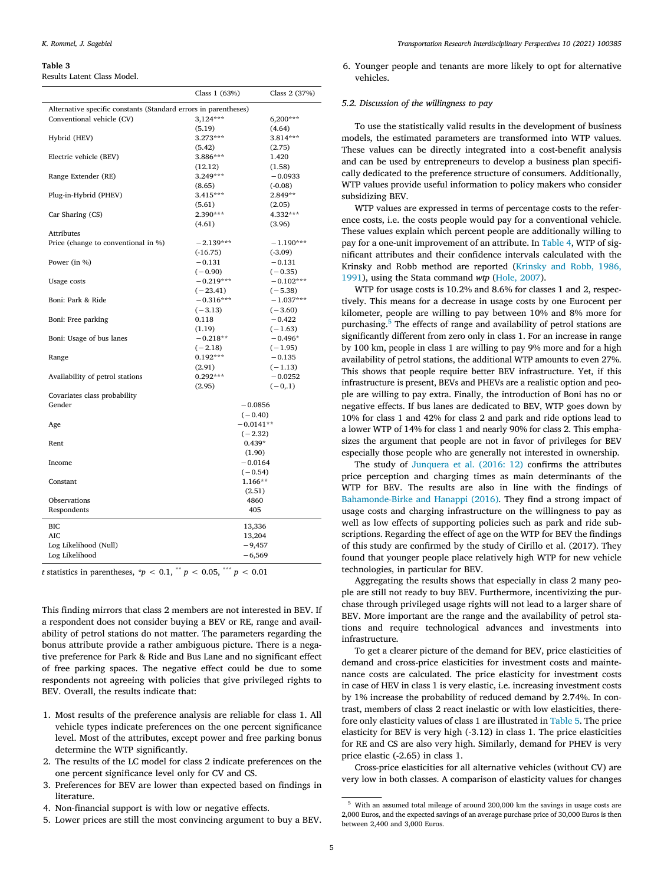**Table 3**
Results Latent Class Model.

| | Class 1 (63%) | Class 2 (37%) |
|---|---|---|
| Alternative specific constants (Standard errors in parentheses) | | |
| Conventional vehicle (CV) | 3,124*** | 6,200*** |
| | (5.19) | (4.64) |
| Hybrid (HEV) | 3.273*** | 3.814*** |
| | (5.42) | (2.75) |
| Electric vehicle (BEV) | 3.886*** | 1.420 |
| | (12.12) | (1.58) |
| Range Extender (RE) | 3.249*** | −0.0933 |
| | (8.65) | (-0.08) |
| Plug-in-Hybrid (PHEV) | 3.415*** | 2.849** |
| | (5.61) | (2.05) |
| Car Sharing (CS) | 2.390*** | 4.332*** |
| | (4.61) | (3.96) |
| Attributes | | |
| Price (change to conventional in %) | −2.139*** | −1.190*** |
| | (-16.75) | (-3.09) |
| Power (in %) | −0.131 | −0.131 |
| | (−0.90) | (−0.35) |
| Usage costs | −0.219*** | −0.102*** |
| | (−23.41) | (−5.38) |
| Boni: Park & Ride | −0.316*** | −1.037*** |
| | (−3.13) | (−3.60) |
| Boni: Free parking | 0.118 | −0.422 |
| | (1.19) | (−1.63) |
| Boni: Usage of bus lanes | −0.218** | −0.496* |
| | (−2.18) | (−1.95) |
| Range | 0.192*** | −0.135 |
| | (2.91) | (−1.13) |
| Availability of petrol stations | 0.292*** | −0.0252 |
| | (2.95) | (−0,.1) |
| Covariates class probability | | |
| Gender | −0.0856 | |
| | (−0.40) | |
| Age | −0.0141** | |
| | (−2.32) | |
| Rent | 0.439* | |
| | (1.90) | |
| Income | −0.0164 | |
| | (−0.54) | |
| Constant | 1.166** | |
| | (2.51) | |
| Observations | 4860 | |
| Respondents | 405 | |
| BIC | 13,336 | |
| AIC | 13,204 | |
| Log Likelihood (Null) | −9,457 | |
| Log Likelihood | −6,569 | |

*t* statistics in parentheses, $^{*}p < 0.1$, $^{**}p < 0.05$, $^{***}p < 0.01$

This finding mirrors that class 2 members are not interested in BEV. If a respondent does not consider buying a BEV or RE, range and availability of petrol stations do not matter. The parameters regarding the bonus attribute provide a rather ambiguous picture. There is a negative preference for Park & Ride and Bus Lane and no significant effect of free parking spaces. The negative effect could be due to some respondents not agreeing with policies that give privileged rights to BEV. Overall, the results indicate that:

1. Most results of the preference analysis are reliable for class 1. All vehicle types indicate preferences on the one percent significance level. Most of the attributes, except power and free parking bonus determine the WTP significantly.
2. The results of the LC model for class 2 indicate preferences on the one percent significance level only for CV and CS.
3. Preferences for BEV are lower than expected based on findings in literature.
4. Non-financial support is with low or negative effects.
5. Lower prices are still the most convincing argument to buy a BEV.
6. Younger people and tenants are more likely to opt for alternative vehicles.

### 5.2. Discussion of the willingness to pay

To use the statistically valid results in the development of business models, the estimated parameters are transformed into WTP values. These values can be directly integrated into a cost-benefit analysis and can be used by entrepreneurs to develop a business plan specifically dedicated to the preference structure of consumers. Additionally, WTP values provide useful information to policy makers who consider subsidizing BEV.

WTP values are expressed in terms of percentage costs to the reference costs, i.e. the costs people would pay for a conventional vehicle. These values explain which percent people are additionally willing to pay for a one-unit improvement of an attribute. In Table 4, WTP of significant attributes and their confidence intervals calculated with the Krinsky and Robb method are reported (Krinsky and Robb, 1986, 1991), using the Stata command *wtp* (Hole, 2007).

WTP for usage costs is 10.2% and 8.6% for classes 1 and 2, respectively. This means for a decrease in usage costs by one Eurocent per kilometer, people are willing to pay between 10% and 8% more for purchasing.[5] The effects of range and availability of petrol stations are significantly different from zero only in class 1. For an increase in range by 100 km, people in class 1 are willing to pay 9% more and for a high availability of petrol stations, the additional WTP amounts to even 27%. This shows that people require better BEV infrastructure. Yet, if this infrastructure is present, BEVs and PHEVs are a realistic option and people are willing to pay extra. Finally, the introduction of Boni has no or negative effects. If bus lanes are dedicated to BEV, WTP goes down by 10% for class 1 and 42% for class 2 and park and ride options lead to a lower WTP of 14% for class 1 and nearly 90% for class 2. This emphasizes the argument that people are not in favor of privileges for BEV especially those people who are generally not interested in ownership.

The study of Junquera et al. (2016: 12) confirms the attributes price perception and charging times as main determinants of the WTP for BEV. The results are also in line with the findings of Bahamonde-Birke and Hanappi (2016). They find a strong impact of usage costs and charging infrastructure on the willingness to pay as well as low effects of supporting policies such as park and ride subscriptions. Regarding the effect of age on the WTP for BEV the findings of this study are confirmed by the study of Cirillo et al. (2017). They found that younger people place relatively high WTP for new vehicle technologies, in particular for BEV.

Aggregating the results shows that especially in class 2 many people are still not ready to buy BEV. Furthermore, incentivizing the purchase through privileged usage rights will not lead to a larger share of BEV. More important are the range and the availability of petrol stations and require technological advances and investments into infrastructure.

To get a clearer picture of the demand for BEV, price elasticities of demand and cross-price elasticities for investment costs and maintenance costs are calculated. The price elasticity for investment costs in case of HEV in class 1 is very elastic, i.e. increasing investment costs by 1% increase the probability of reduced demand by 2.74%. In contrast, members of class 2 react inelastic or with low elasticities, therefore only elasticity values of class 1 are illustrated in Table 5. The price elasticity for BEV is very high (-3.12) in class 1. The price elasticities for RE and CS are also very high. Similarly, demand for PHEV is very price elastic (-2.65) in class 1.

Cross-price elasticities for all alternative vehicles (without CV) are very low in both classes. A comparison of elasticity values for changes

[5] With an assumed total mileage of around 200,000 km the savings in usage costs are 2,000 Euros, and the expected savings of an average purchase price of 30,000 Euros is then between 2,400 and 3,000 Euros.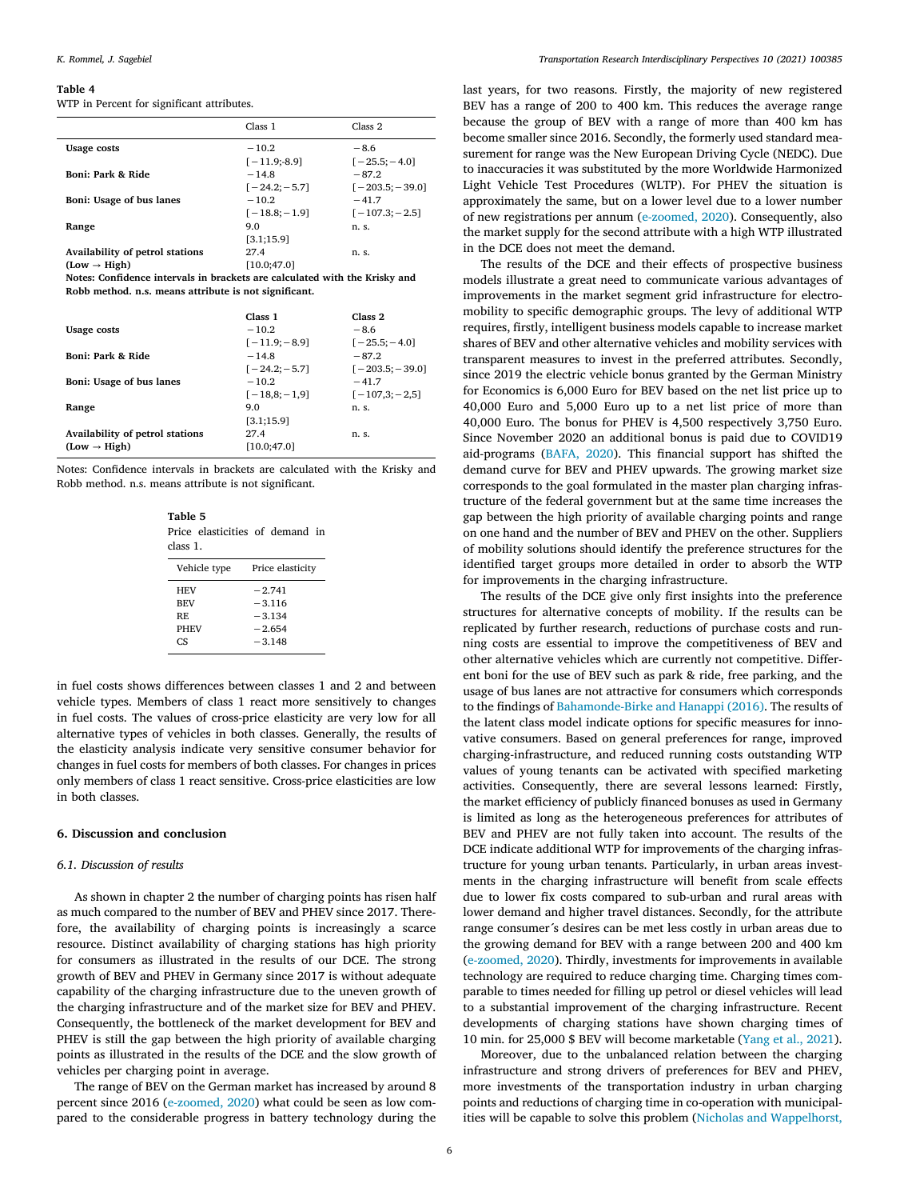**Table 4**
WTP in Percent for significant attributes.

| | Class 1 | Class 2 |
|---|---|---|
| **Usage costs** | −10.2 | −8.6 |
| | [−11.9;−8.9] | [−25.5;−4.0] |
| **Boni: Park & Ride** | −14.8 | −87.2 |
| | [−24.2;−5.7] | [−203.5;−39.0] |
| **Boni: Usage of bus lanes** | −10.2 | −41.7 |
| | [−18.8;−1.9] | [−107.3;−2.5] |
| **Range** | 9.0 | n. s. |
| | [3.1;15.9] | |
| **Availability of petrol stations (Low → High)** | 27.4 | n. s. |
| | [10.0;47.0] | |

**Notes: Confidence intervals in brackets are calculated with the Krisky and Robb method. n.s. means attribute is not significant.**

| | **Class 1** | **Class 2** |
|---|---|---|
| **Usage costs** | −10.2 | −8.6 |
| | [−11.9;−8.9] | [−25.5;−4.0] |
| **Boni: Park & Ride** | −14.8 | −87.2 |
| | [−24.2;−5.7] | [−203.5;−39.0] |
| **Boni: Usage of bus lanes** | −10.2 | −41.7 |
| | [−18,8;−1,9] | [−107,3;−2,5] |
| **Range** | 9.0 | n. s. |
| | [3.1;15.9] | |
| **Availability of petrol stations (Low → High)** | 27.4 | n. s. |
| | [10.0;47.0] | |

Notes: Confidence intervals in brackets are calculated with the Krisky and Robb method. n.s. means attribute is not significant.

**Table 5**
Price elasticities of demand in class 1.

| Vehicle type | Price elasticity |
|---|---|
| HEV | −2.741 |
| BEV | −3.116 |
| RE | −3.134 |
| PHEV | −2.654 |
| CS | −3.148 |

in fuel costs shows differences between classes 1 and 2 and between vehicle types. Members of class 1 react more sensitively to changes in fuel costs. The values of cross-price elasticity are very low for all alternative types of vehicles in both classes. Generally, the results of the elasticity analysis indicate very sensitive consumer behavior for changes in fuel costs for members of both classes. For changes in prices only members of class 1 react sensitive. Cross-price elasticities are low in both classes.

## 6. Discussion and conclusion

### 6.1. Discussion of results

As shown in chapter 2 the number of charging points has risen half as much compared to the number of BEV and PHEV since 2017. Therefore, the availability of charging points is increasingly a scarce resource. Distinct availability of charging stations has high priority for consumers as illustrated in the results of our DCE. The strong growth of BEV and PHEV in Germany since 2017 is without adequate capability of the charging infrastructure due to the uneven growth of the charging infrastructure and of the market size for BEV and PHEV. Consequently, the bottleneck of the market development for BEV and PHEV is still the gap between the high priority of available charging points as illustrated in the results of the DCE and the slow growth of vehicles per charging point in average.

The range of BEV on the German market has increased by around 8 percent since 2016 (e-zoomed, 2020) what could be seen as low compared to the considerable progress in battery technology during the last years, for two reasons. Firstly, the majority of new registered BEV has a range of 200 to 400 km. This reduces the average range because the group of BEV with a range of more than 400 km has become smaller since 2016. Secondly, the formerly used standard measurement for range was the New European Driving Cycle (NEDC). Due to inaccuracies it was substituted by the more Worldwide Harmonized Light Vehicle Test Procedures (WLTP). For PHEV the situation is approximately the same, but on a lower level due to a lower number of new registrations per annum (e-zoomed, 2020). Consequently, also the market supply for the second attribute with a high WTP illustrated in the DCE does not meet the demand.

The results of the DCE and their effects of prospective business models illustrate a great need to communicate various advantages of improvements in the market segment grid infrastructure for electromobility to specific demographic groups. The levy of additional WTP requires, firstly, intelligent business models capable to increase market shares of BEV and other alternative vehicles and mobility services with transparent measures to invest in the preferred attributes. Secondly, since 2019 the electric vehicle bonus granted by the German Ministry for Economics is 6,000 Euro for BEV based on the net list price up to 40,000 Euro and 5,000 Euro up to a net list price of more than 40,000 Euro. The bonus for PHEV is 4,500 respectively 3,750 Euro. Since November 2020 an additional bonus is paid due to COVID19 aid-programs (BAFA, 2020). This financial support has shifted the demand curve for BEV and PHEV upwards. The growing market size corresponds to the goal formulated in the master plan charging infrastructure of the federal government but at the same time increases the gap between the high priority of available charging points and range on one hand and the number of BEV and PHEV on the other. Suppliers of mobility solutions should identify the preference structures for the identified target groups more detailed in order to absorb the WTP for improvements in the charging infrastructure.

The results of the DCE give only first insights into the preference structures for alternative concepts of mobility. If the results can be replicated by further research, reductions of purchase costs and running costs are essential to improve the competitiveness of BEV and other alternative vehicles which are currently not competitive. Different boni for the use of BEV such as park & ride, free parking, and the usage of bus lanes are not attractive for consumers which corresponds to the findings of Bahamonde-Birke and Hanappi (2016). The results of the latent class model indicate options for specific measures for innovative consumers. Based on general preferences for range, improved charging-infrastructure, and reduced running costs outstanding WTP values of young tenants can be activated with specified marketing activities. Consequently, there are several lessons learned: Firstly, the market efficiency of publicly financed bonuses as used in Germany is limited as long as the heterogeneous preferences for attributes of BEV and PHEV are not fully taken into account. The results of the DCE indicate additional WTP for improvements of the charging infrastructure for young urban tenants. Particularly, in urban areas investments in the charging infrastructure will benefit from scale effects due to lower fix costs compared to sub-urban and rural areas with lower demand and higher travel distances. Secondly, for the attribute range consumer´s desires can be met less costly in urban areas due to the growing demand for BEV with a range between 200 and 400 km (e-zoomed, 2020). Thirdly, investments for improvements in available technology are required to reduce charging time. Charging times comparable to times needed for filling up petrol or diesel vehicles will lead to a substantial improvement of the charging infrastructure. Recent developments of charging stations have shown charging times of 10 min. for 25,000 $ BEV will become marketable (Yang et al., 2021).

Moreover, due to the unbalanced relation between the charging infrastructure and strong drivers of preferences for BEV and PHEV, more investments of the transportation industry in urban charging points and reductions of charging time in co-operation with municipalities will be capable to solve this problem (Nicholas and Wappelhorst,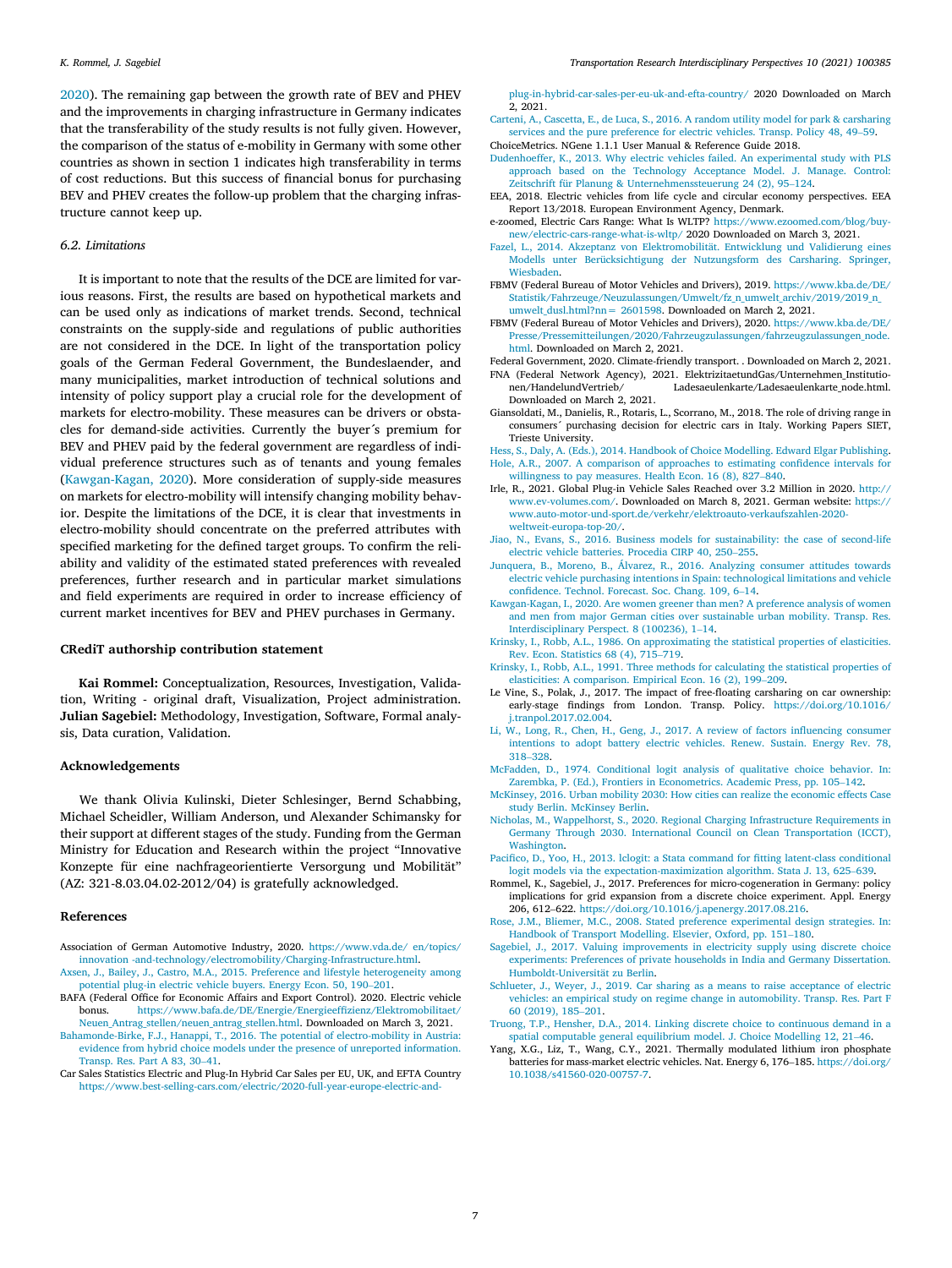2020). The remaining gap between the growth rate of BEV and PHEV and the improvements in charging infrastructure in Germany indicates that the transferability of the study results is not fully given. However, the comparison of the status of e-mobility in Germany with some other countries as shown in section 1 indicates high transferability in terms of cost reductions. But this success of financial bonus for purchasing BEV and PHEV creates the follow-up problem that the charging infrastructure cannot keep up.

### 6.2. Limitations

It is important to note that the results of the DCE are limited for various reasons. First, the results are based on hypothetical markets and can be used only as indications of market trends. Second, technical constraints on the supply-side and regulations of public authorities are not considered in the DCE. In light of the transportation policy goals of the German Federal Government, the Bundeslaender, and many municipalities, market introduction of technical solutions and intensity of policy support play a crucial role for the development of markets for electro-mobility. These measures can be drivers or obstacles for demand-side activities. Currently the buyer´s premium for BEV and PHEV paid by the federal government are regardless of individual preference structures such as of tenants and young females (Kawgan-Kagan, 2020). More consideration of supply-side measures on markets for electro-mobility will intensify changing mobility behavior. Despite the limitations of the DCE, it is clear that investments in electro-mobility should concentrate on the preferred attributes with specified marketing for the defined target groups. To confirm the reliability and validity of the estimated stated preferences with revealed preferences, further research and in particular market simulations and field experiments are required in order to increase efficiency of current market incentives for BEV and PHEV purchases in Germany.

## CRediT authorship contribution statement

**Kai Rommel:** Conceptualization, Resources, Investigation, Validation, Writing - original draft, Visualization, Project administration. **Julian Sagebiel:** Methodology, Investigation, Software, Formal analysis, Data curation, Validation.

## Acknowledgements

We thank Olivia Kulinski, Dieter Schlesinger, Bernd Schabbing, Michael Scheidler, William Anderson, und Alexander Schimansky for their support at different stages of the study. Funding from the German Ministry for Education and Research within the project "Innovative Konzepte für eine nachfrageorientierte Versorgung und Mobilität" (AZ: 321-8.03.04.02-2012/04) is gratefully acknowledged.

## References

Association of German Automotive Industry, 2020. https://www.vda.de/ en/topics/innovation -and-technology/electromobility/Charging-Infrastructure.html.

Axsen, J., Bailey, J., Castro, M.A., 2015. Preference and lifestyle heterogeneity among potential plug-in electric vehicle buyers. Energy Econ. 50, 190–201.

BAFA (Federal Office for Economic Affairs and Export Control). 2020. Electric vehicle bonus. https://www.bafa.de/DE/Energie/Energieeffizienz/Elektromobilitaet/Neuen_Antrag_stellen/neuen_antrag_stellen.html. Downloaded on March 3, 2021.

Bahamonde-Birke, F.J., Hanappi, T., 2016. The potential of electro-mobility in Austria: evidence from hybrid choice models under the presence of unreported information. Transp. Res. Part A 83, 30–41.

Car Sales Statistics Electric and Plug-In Hybrid Car Sales per EU, UK, and EFTA Country https://www.best-selling-cars.com/electric/2020-full-year-europe-electric-and-plug-in-hybrid-car-sales-per-eu-uk-and-efta-country/ 2020 Downloaded on March 2, 2021.

Carteni, A., Cascetta, E., de Luca, S., 2016. A random utility model for park & carsharing services and the pure preference for electric vehicles. Transp. Policy 48, 49–59.

ChoiceMetrics. NGene 1.1.1 User Manual & Reference Guide 2018.

Dudenhoeffer, K., 2013. Why electric vehicles failed. An experimental study with PLS approach based on the Technology Acceptance Model. J. Manage. Control: Zeitschrift für Planung & Unternehmenssteuerung 24 (2), 95–124.

EEA, 2018. Electric vehicles from life cycle and circular economy perspectives. EEA Report 13/2018. European Environment Agency, Denmark.

e-zoomed, Electric Cars Range: What Is WLTP? https://www.ezoomed.com/blog/buy-new/electric-cars-range-what-is-wltp/ 2020 Downloaded on March 3, 2021.

Fazel, L., 2014. Akzeptanz von Elektromobilität. Entwicklung und Validierung eines Modells unter Berücksichtigung der Nutzungsform des Carsharing. Springer, Wiesbaden.

FBMV (Federal Bureau of Motor Vehicles and Drivers), 2019. https://www.kba.de/DE/Statistik/Fahrzeuge/Neuzulassungen/Umwelt/fz_n_umwelt_archiv/2019/2019_n_umwelt_dusl.html?nn= 2601598. Downloaded on March 2, 2021.

FBMV (Federal Bureau of Motor Vehicles and Drivers), 2020. https://www.kba.de/DE/Presse/Pressemitteilungen/2020/Fahrzeugzulassungen/fahrzeugzulassungen_node.html. Downloaded on March 2, 2021.

Federal Government, 2020. Climate-friendly transport. . Downloaded on March 2, 2021.

FNA (Federal Network Agency), 2021. ElektrizitaetundGas/Unternehmen_Institutionen/HandelundVertrieb/ Ladesaeulenkarte/Ladesaeulenkarte_node.html. Downloaded on March 2, 2021.

Giansoldati, M., Danielis, R., Rotaris, L., Scorrano, M., 2018. The role of driving range in consumers´ purchasing decision for electric cars in Italy. Working Papers SIET, Trieste University.

Hess, S., Daly, A. (Eds.), 2014. Handbook of Choice Modelling. Edward Elgar Publishing.

Hole, A.R., 2007. A comparison of approaches to estimating confidence intervals for willingness to pay measures. Health Econ. 16 (8), 827–840.

Irle, R., 2021. Global Plug-in Vehicle Sales Reached over 3.2 Million in 2020. http://www.ev-volumes.com/. Downloaded on March 8, 2021. German website: https://www.auto-motor-und-sport.de/verkehr/elektroauto-verkaufszahlen-2020-weltweit-europa-top-20/.

Jiao, N., Evans, S., 2016. Business models for sustainability: the case of second-life electric vehicle batteries. Procedia CIRP 40, 250–255.

Junquera, B., Moreno, B., Álvarez, R., 2016. Analyzing consumer attitudes towards electric vehicle purchasing intentions in Spain: technological limitations and vehicle confidence. Technol. Forecast. Soc. Chang. 109, 6–14.

Kawgan-Kagan, I., 2020. Are women greener than men? A preference analysis of women and men from major German cities over sustainable urban mobility. Transp. Res. Interdisciplinary Perspect. 8 (100236), 1–14.

Krinsky, I., Robb, A.L., 1986. On approximating the statistical properties of elasticities. Rev. Econ. Statistics 68 (4), 715–719.

Krinsky, I., Robb, A.L., 1991. Three methods for calculating the statistical properties of elasticities: A comparison. Empirical Econ. 16 (2), 199–209.

Le Vine, S., Polak, J., 2017. The impact of free-floating carsharing on car ownership: early-stage findings from London. Transp. Policy. https://doi.org/10.1016/j.tranpol.2017.02.004.

Li, W., Long, R., Chen, H., Geng, J., 2017. A review of factors influencing consumer intentions to adopt battery electric vehicles. Renew. Sustain. Energy Rev. 78, 318–328.

McFadden, D., 1974. Conditional logit analysis of qualitative choice behavior. In: Zarembka, P. (Ed.), Frontiers in Econometrics. Academic Press, pp. 105–142.

McKinsey, 2016. Urban mobility 2030: How cities can realize the economic effects Case study Berlin. McKinsey Berlin.

Nicholas, M., Wappelhorst, S., 2020. Regional Charging Infrastructure Requirements in Germany Through 2030. International Council on Clean Transportation (ICCT), Washington.

Pacifico, D., Yoo, H., 2013. lclogit: a Stata command for fitting latent-class conditional logit models via the expectation-maximization algorithm. Stata J. 13, 625–639.

Rommel, K., Sagebiel, J., 2017. Preferences for micro-cogeneration in Germany: policy implications for grid expansion from a discrete choice experiment. Appl. Energy 206, 612–622. https://doi.org/10.1016/j.apenergy.2017.08.216.

Rose, J.M., Bliemer, M.C., 2008. Stated preference experimental design strategies. In: Handbook of Transport Modelling. Elsevier, Oxford, pp. 151–180.

Sagebiel, J., 2017. Valuing improvements in electricity supply using discrete choice experiments: Preferences of private households in India and Germany Dissertation. Humboldt-Universität zu Berlin.

Schlueter, J., Weyer, J., 2019. Car sharing as a means to raise acceptance of electric vehicles: an empirical study on regime change in automobility. Transp. Res. Part F 60 (2019), 185–201.

Truong, T.P., Hensher, D.A., 2014. Linking discrete choice to continuous demand in a spatial computable general equilibrium model. J. Choice Modelling 12, 21–46.

Yang, X.G., Liz, T., Wang, C.Y., 2021. Thermally modulated lithium iron phosphate batteries for mass-market electric vehicles. Nat. Energy 6, 176–185. https://doi.org/10.1038/s41560-020-00757-7.